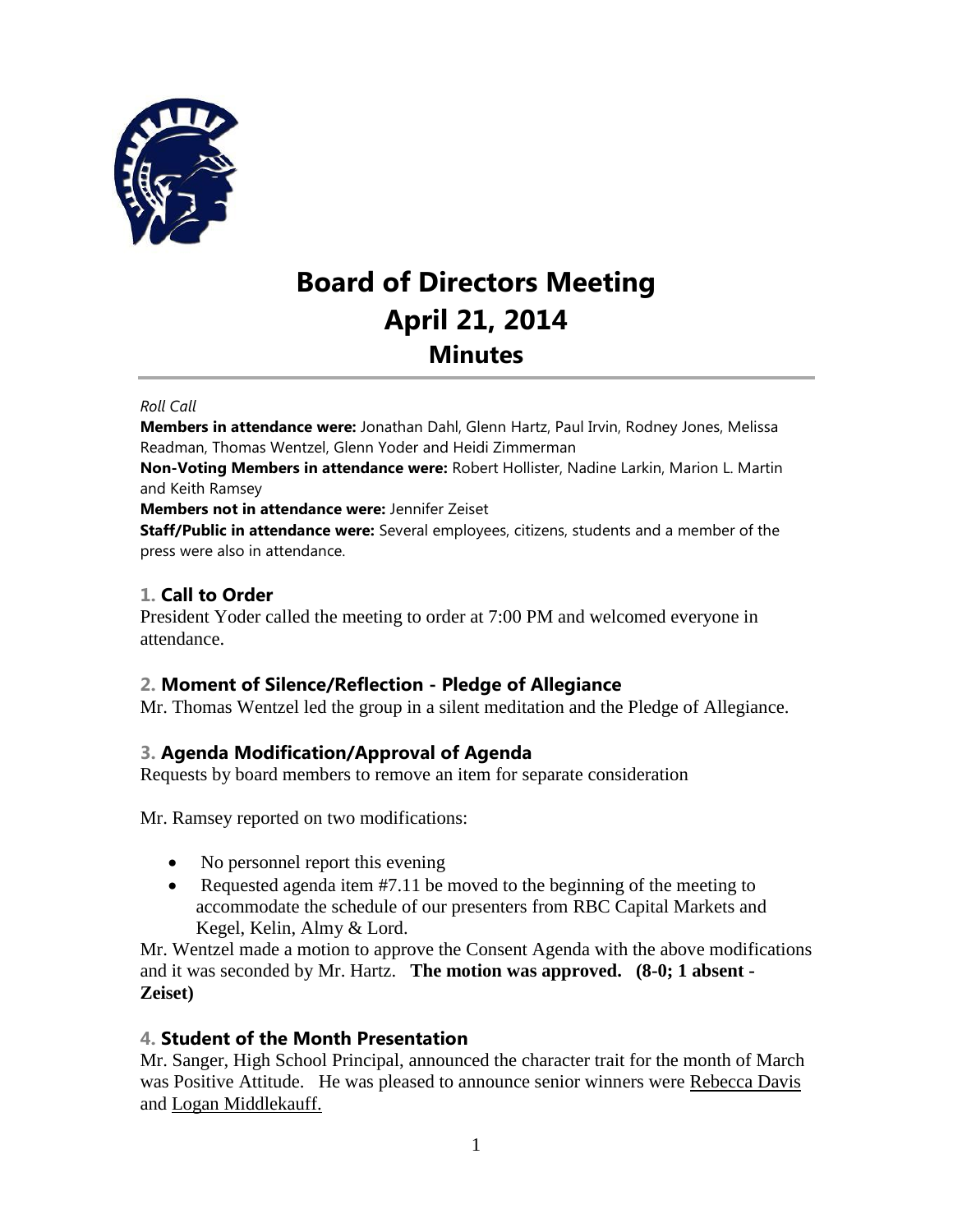# Board of Directors Meeting
# April 21, 2014
## Minutes

*Roll Call*

**Members in attendance were:** Jonathan Dahl, Glenn Hartz, Paul Irvin, Rodney Jones, Melissa Readman, Thomas Wentzel, Glenn Yoder and Heidi Zimmerman

**Non-Voting Members in attendance were:** Robert Hollister, Nadine Larkin, Marion L. Martin and Keith Ramsey

**Members not in attendance were:** Jennifer Zeiset

**Staff/Public in attendance were:** Several employees, citizens, students and a member of the press were also in attendance.

### 1. Call to Order

President Yoder called the meeting to order at 7:00 PM and welcomed everyone in attendance.

### 2. Moment of Silence/Reflection - Pledge of Allegiance

Mr. Thomas Wentzel led the group in a silent meditation and the Pledge of Allegiance.

### 3. Agenda Modification/Approval of Agenda

Requests by board members to remove an item for separate consideration

Mr. Ramsey reported on two modifications:

- No personnel report this evening
- Requested agenda item #7.11 be moved to the beginning of the meeting to accommodate the schedule of our presenters from RBC Capital Markets and Kegel, Kelin, Almy & Lord.

Mr. Wentzel made a motion to approve the Consent Agenda with the above modifications and it was seconded by Mr. Hartz. **The motion was approved. (8-0; 1 absent - Zeiset)**

### 4. Student of the Month Presentation

Mr. Sanger, High School Principal, announced the character trait for the month of March was Positive Attitude. He was pleased to announce senior winners were Rebecca Davis and Logan Middlekauff.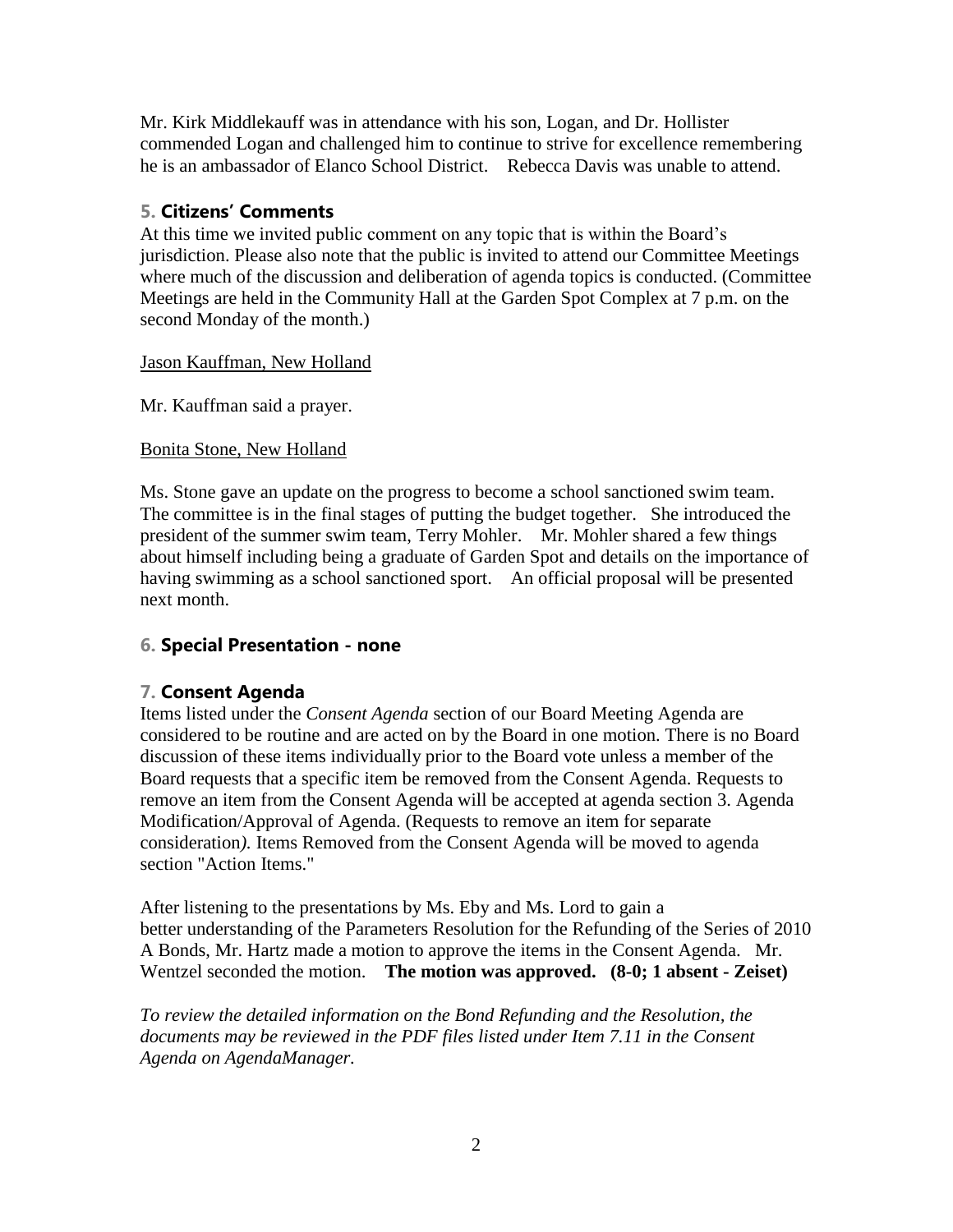Mr. Kirk Middlekauff was in attendance with his son, Logan, and Dr. Hollister commended Logan and challenged him to continue to strive for excellence remembering he is an ambassador of Elanco School District. Rebecca Davis was unable to attend.

## 5. Citizens' Comments

At this time we invited public comment on any topic that is within the Board's jurisdiction. Please also note that the public is invited to attend our Committee Meetings where much of the discussion and deliberation of agenda topics is conducted. (Committee Meetings are held in the Community Hall at the Garden Spot Complex at 7 p.m. on the second Monday of the month.)

<u>Jason Kauffman, New Holland</u>

Mr. Kauffman said a prayer.

<u>Bonita Stone, New Holland</u>

Ms. Stone gave an update on the progress to become a school sanctioned swim team. The committee is in the final stages of putting the budget together. She introduced the president of the summer swim team, Terry Mohler. Mr. Mohler shared a few things about himself including being a graduate of Garden Spot and details on the importance of having swimming as a school sanctioned sport. An official proposal will be presented next month.

## 6. Special Presentation - none

## 7. Consent Agenda

Items listed under the *Consent Agenda* section of our Board Meeting Agenda are considered to be routine and are acted on by the Board in one motion. There is no Board discussion of these items individually prior to the Board vote unless a member of the Board requests that a specific item be removed from the Consent Agenda. Requests to remove an item from the Consent Agenda will be accepted at agenda section 3. Agenda Modification/Approval of Agenda. (Requests to remove an item for separate consideration*)*. Items Removed from the Consent Agenda will be moved to agenda section "Action Items."

After listening to the presentations by Ms. Eby and Ms. Lord to gain a better understanding of the Parameters Resolution for the Refunding of the Series of 2010 A Bonds, Mr. Hartz made a motion to approve the items in the Consent Agenda. Mr. Wentzel seconded the motion. **The motion was approved. (8-0; 1 absent - Zeiset)**

*To review the detailed information on the Bond Refunding and the Resolution, the documents may be reviewed in the PDF files listed under Item 7.11 in the Consent Agenda on AgendaManager.*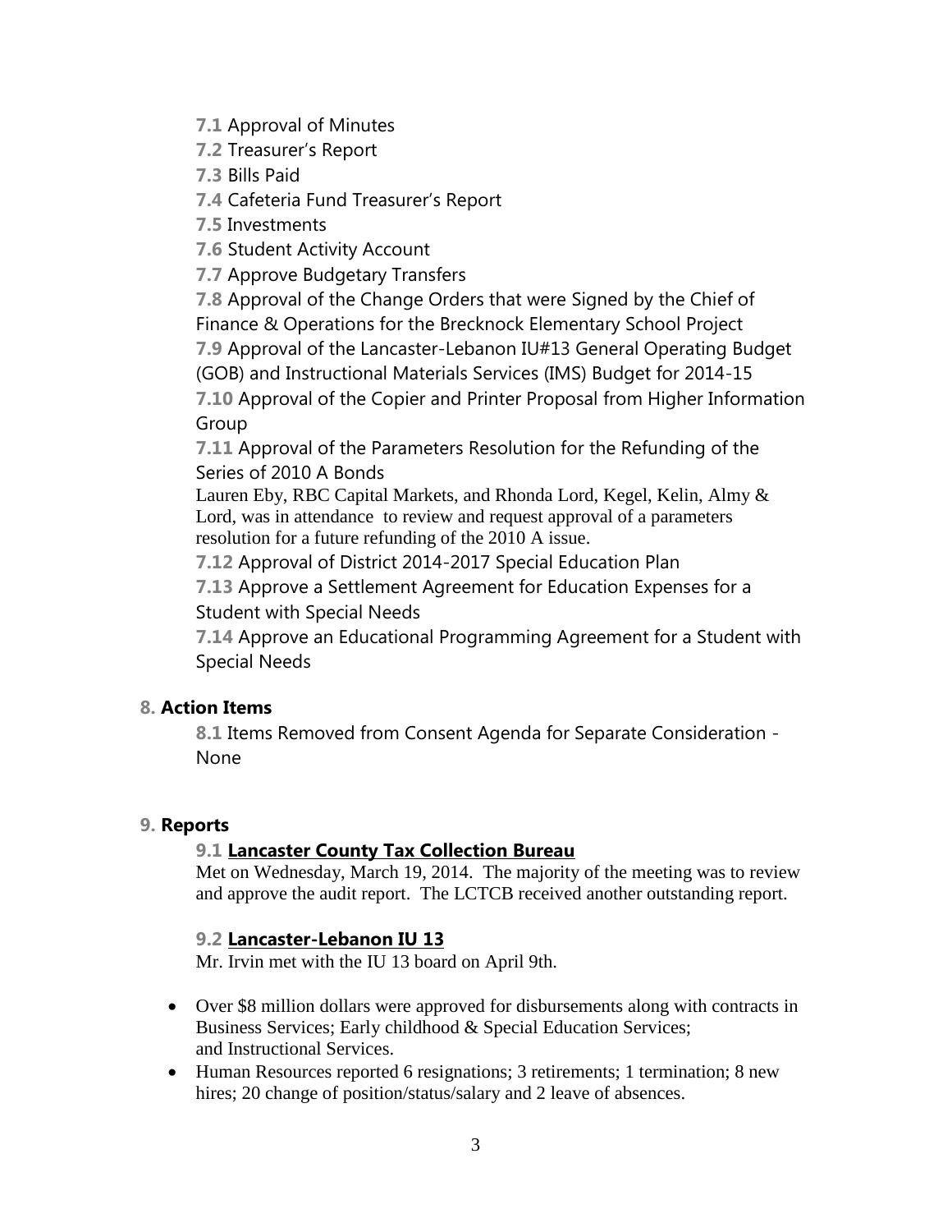**7.1** Approval of Minutes

**7.2** Treasurer's Report

**7.3** Bills Paid

**7.4** Cafeteria Fund Treasurer's Report

**7.5** Investments

**7.6** Student Activity Account

**7.7** Approve Budgetary Transfers

**7.8** Approval of the Change Orders that were Signed by the Chief of Finance & Operations for the Brecknock Elementary School Project

**7.9** Approval of the Lancaster-Lebanon IU#13 General Operating Budget (GOB) and Instructional Materials Services (IMS) Budget for 2014-15

**7.10** Approval of the Copier and Printer Proposal from Higher Information Group

**7.11** Approval of the Parameters Resolution for the Refunding of the Series of 2010 A Bonds

Lauren Eby, RBC Capital Markets, and Rhonda Lord, Kegel, Kelin, Almy & Lord, was in attendance to review and request approval of a parameters resolution for a future refunding of the 2010 A issue.

**7.12** Approval of District 2014-2017 Special Education Plan

**7.13** Approve a Settlement Agreement for Education Expenses for a Student with Special Needs

**7.14** Approve an Educational Programming Agreement for a Student with Special Needs

## 8. Action Items

**8.1** Items Removed from Consent Agenda for Separate Consideration - None

## 9. Reports

### 9.1 Lancaster County Tax Collection Bureau

Met on Wednesday, March 19, 2014. The majority of the meeting was to review and approve the audit report. The LCTCB received another outstanding report.

### 9.2 Lancaster-Lebanon IU 13

Mr. Irvin met with the IU 13 board on April 9th.

- Over $8 million dollars were approved for disbursements along with contracts in Business Services; Early childhood & Special Education Services; and Instructional Services.
- Human Resources reported 6 resignations; 3 retirements; 1 termination; 8 new hires; 20 change of position/status/salary and 2 leave of absences.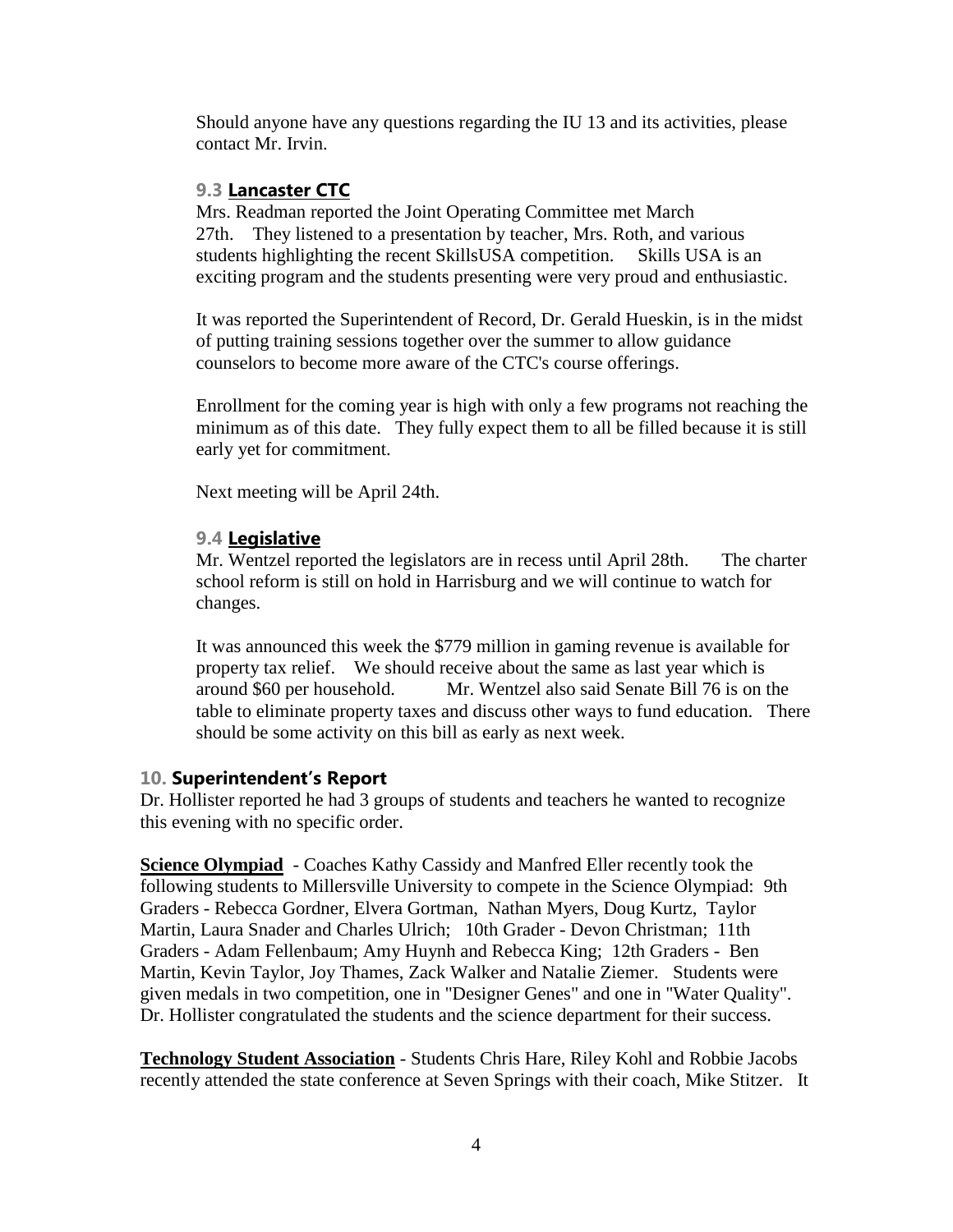Should anyone have any questions regarding the IU 13 and its activities, please contact Mr. Irvin.

### 9.3 Lancaster CTC

Mrs. Readman reported the Joint Operating Committee met March 27th. They listened to a presentation by teacher, Mrs. Roth, and various students highlighting the recent SkillsUSA competition. Skills USA is an exciting program and the students presenting were very proud and enthusiastic.

It was reported the Superintendent of Record, Dr. Gerald Hueskin, is in the midst of putting training sessions together over the summer to allow guidance counselors to become more aware of the CTC's course offerings.

Enrollment for the coming year is high with only a few programs not reaching the minimum as of this date. They fully expect them to all be filled because it is still early yet for commitment.

Next meeting will be April 24th.

### 9.4 Legislative

Mr. Wentzel reported the legislators are in recess until April 28th. The charter school reform is still on hold in Harrisburg and we will continue to watch for changes.

It was announced this week the $779 million in gaming revenue is available for property tax relief. We should receive about the same as last year which is around $60 per household. Mr. Wentzel also said Senate Bill 76 is on the table to eliminate property taxes and discuss other ways to fund education. There should be some activity on this bill as early as next week.

## 10. Superintendent's Report

Dr. Hollister reported he had 3 groups of students and teachers he wanted to recognize this evening with no specific order.

**Science Olympiad** - Coaches Kathy Cassidy and Manfred Eller recently took the following students to Millersville University to compete in the Science Olympiad: 9th Graders - Rebecca Gordner, Elvera Gortman, Nathan Myers, Doug Kurtz, Taylor Martin, Laura Snader and Charles Ulrich; 10th Grader - Devon Christman; 11th Graders - Adam Fellenbaum; Amy Huynh and Rebecca King; 12th Graders - Ben Martin, Kevin Taylor, Joy Thames, Zack Walker and Natalie Ziemer. Students were given medals in two competition, one in "Designer Genes" and one in "Water Quality". Dr. Hollister congratulated the students and the science department for their success.

**Technology Student Association** - Students Chris Hare, Riley Kohl and Robbie Jacobs recently attended the state conference at Seven Springs with their coach, Mike Stitzer. It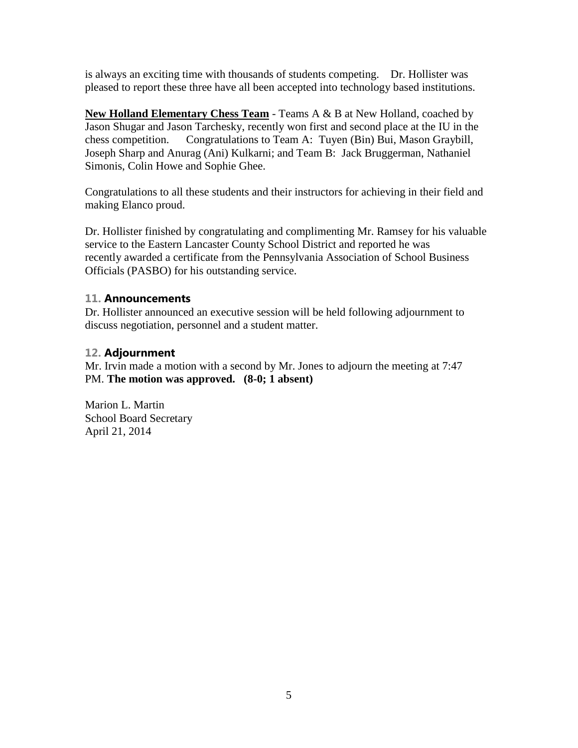is always an exciting time with thousands of students competing. Dr. Hollister was pleased to report these three have all been accepted into technology based institutions.

**New Holland Elementary Chess Team** - Teams A & B at New Holland, coached by Jason Shugar and Jason Tarchesky, recently won first and second place at the IU in the chess competition. Congratulations to Team A: Tuyen (Bin) Bui, Mason Graybill, Joseph Sharp and Anurag (Ani) Kulkarni; and Team B: Jack Bruggerman, Nathaniel Simonis, Colin Howe and Sophie Ghee.

Congratulations to all these students and their instructors for achieving in their field and making Elanco proud.

Dr. Hollister finished by congratulating and complimenting Mr. Ramsey for his valuable service to the Eastern Lancaster County School District and reported he was recently awarded a certificate from the Pennsylvania Association of School Business Officials (PASBO) for his outstanding service.

## 11. Announcements

Dr. Hollister announced an executive session will be held following adjournment to discuss negotiation, personnel and a student matter.

## 12. Adjournment

Mr. Irvin made a motion with a second by Mr. Jones to adjourn the meeting at 7:47 PM. **The motion was approved. (8-0; 1 absent)**

Marion L. Martin
School Board Secretary
April 21, 2014